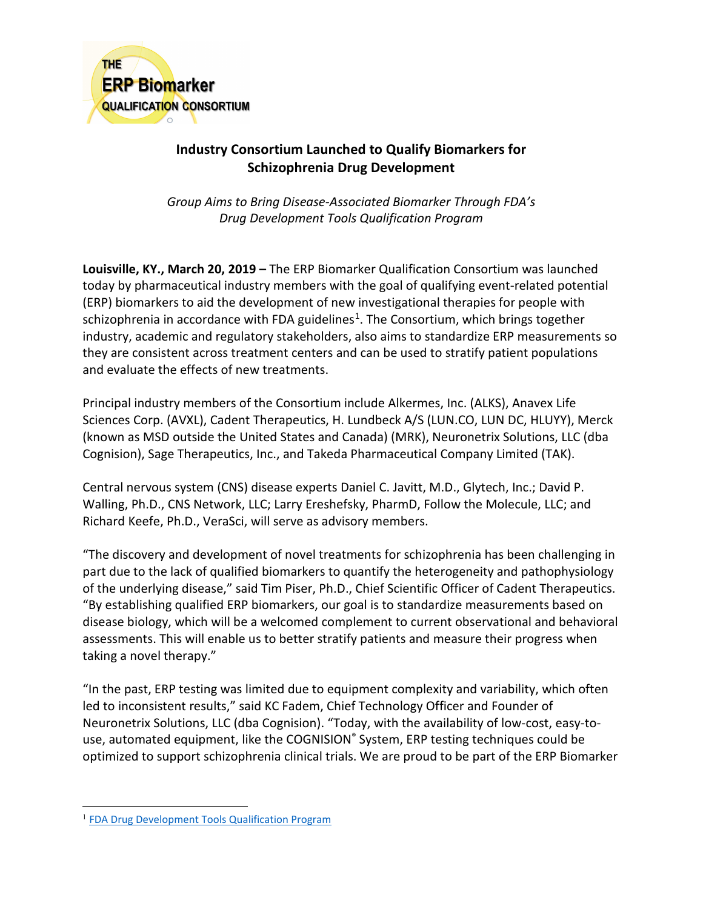THE
**ERP Biomarker**
QUALIFICATION CONSORTIUM

## Industry Consortium Launched to Qualify Biomarkers for Schizophrenia Drug Development

*Group Aims to Bring Disease-Associated Biomarker Through FDA's Drug Development Tools Qualification Program*

**Louisville, KY., March 20, 2019 –** The ERP Biomarker Qualification Consortium was launched today by pharmaceutical industry members with the goal of qualifying event-related potential (ERP) biomarkers to aid the development of new investigational therapies for people with schizophrenia in accordance with FDA guidelines[1]. The Consortium, which brings together industry, academic and regulatory stakeholders, also aims to standardize ERP measurements so they are consistent across treatment centers and can be used to stratify patient populations and evaluate the effects of new treatments.

Principal industry members of the Consortium include Alkermes, Inc. (ALKS), Anavex Life Sciences Corp. (AVXL), Cadent Therapeutics, H. Lundbeck A/S (LUN.CO, LUN DC, HLUYY), Merck (known as MSD outside the United States and Canada) (MRK), Neuronetrix Solutions, LLC (dba Cognision), Sage Therapeutics, Inc., and Takeda Pharmaceutical Company Limited (TAK).

Central nervous system (CNS) disease experts Daniel C. Javitt, M.D., Glytech, Inc.; David P. Walling, Ph.D., CNS Network, LLC; Larry Ereshefsky, PharmD, Follow the Molecule, LLC; and Richard Keefe, Ph.D., VeraSci, will serve as advisory members.

"The discovery and development of novel treatments for schizophrenia has been challenging in part due to the lack of qualified biomarkers to quantify the heterogeneity and pathophysiology of the underlying disease," said Tim Piser, Ph.D., Chief Scientific Officer of Cadent Therapeutics. "By establishing qualified ERP biomarkers, our goal is to standardize measurements based on disease biology, which will be a welcomed complement to current observational and behavioral assessments. This will enable us to better stratify patients and measure their progress when taking a novel therapy."

"In the past, ERP testing was limited due to equipment complexity and variability, which often led to inconsistent results," said KC Fadem, Chief Technology Officer and Founder of Neuronetrix Solutions, LLC (dba Cognision). "Today, with the availability of low-cost, easy-to-use, automated equipment, like the COGNISION® System, ERP testing techniques could be optimized to support schizophrenia clinical trials. We are proud to be part of the ERP Biomarker

---

[1] FDA Drug Development Tools Qualification Program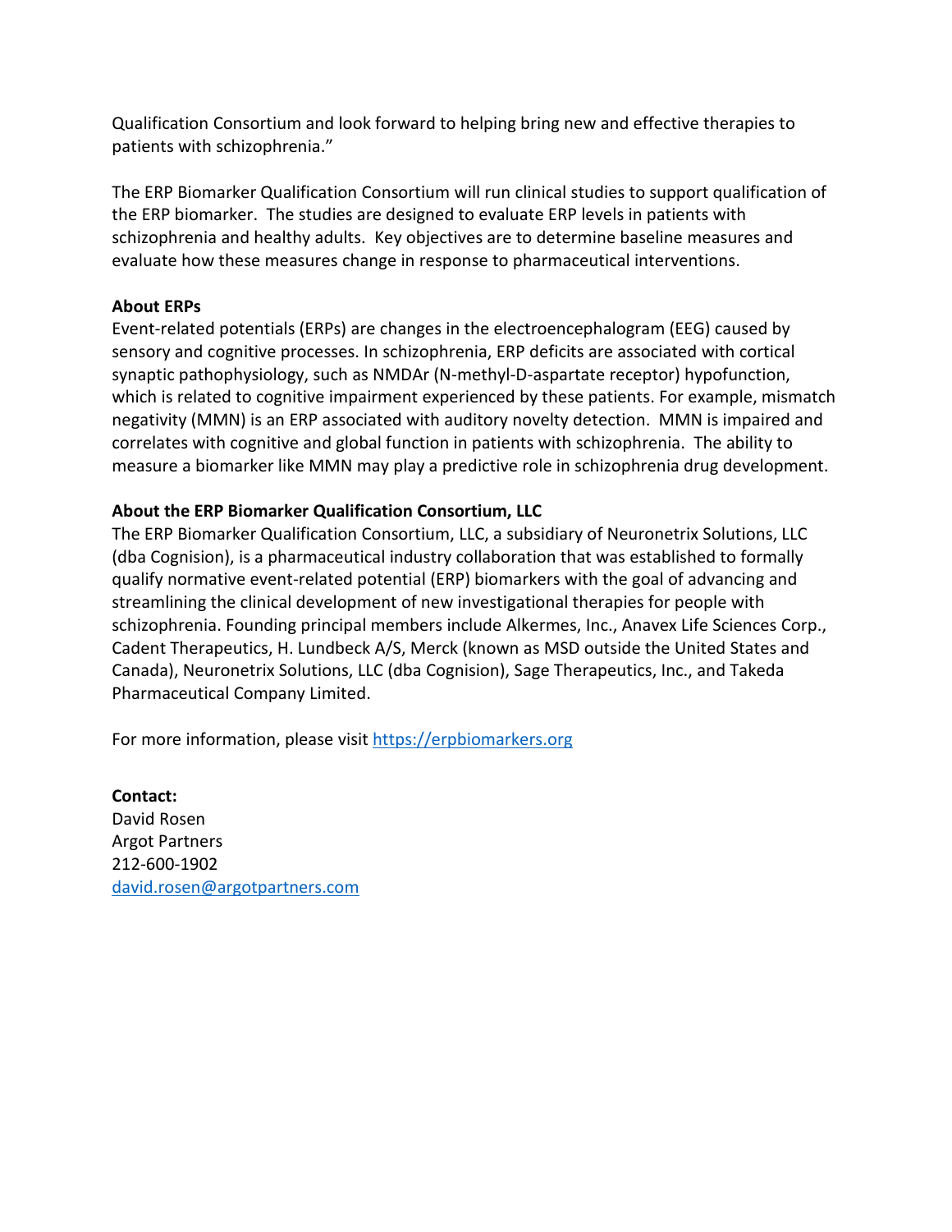Qualification Consortium and look forward to helping bring new and effective therapies to patients with schizophrenia."

The ERP Biomarker Qualification Consortium will run clinical studies to support qualification of the ERP biomarker. The studies are designed to evaluate ERP levels in patients with schizophrenia and healthy adults. Key objectives are to determine baseline measures and evaluate how these measures change in response to pharmaceutical interventions.

**About ERPs**

Event-related potentials (ERPs) are changes in the electroencephalogram (EEG) caused by sensory and cognitive processes. In schizophrenia, ERP deficits are associated with cortical synaptic pathophysiology, such as NMDAr (N-methyl-D-aspartate receptor) hypofunction, which is related to cognitive impairment experienced by these patients. For example, mismatch negativity (MMN) is an ERP associated with auditory novelty detection. MMN is impaired and correlates with cognitive and global function in patients with schizophrenia. The ability to measure a biomarker like MMN may play a predictive role in schizophrenia drug development.

**About the ERP Biomarker Qualification Consortium, LLC**

The ERP Biomarker Qualification Consortium, LLC, a subsidiary of Neuronetrix Solutions, LLC (dba Cognision), is a pharmaceutical industry collaboration that was established to formally qualify normative event-related potential (ERP) biomarkers with the goal of advancing and streamlining the clinical development of new investigational therapies for people with schizophrenia. Founding principal members include Alkermes, Inc., Anavex Life Sciences Corp., Cadent Therapeutics, H. Lundbeck A/S, Merck (known as MSD outside the United States and Canada), Neuronetrix Solutions, LLC (dba Cognision), Sage Therapeutics, Inc., and Takeda Pharmaceutical Company Limited.

For more information, please visit [https://erpbiomarkers.org](https://erpbiomarkers.org)

**Contact:**

David Rosen
Argot Partners
212-600-1902
[david.rosen@argotpartners.com](mailto:david.rosen@argotpartners.com)